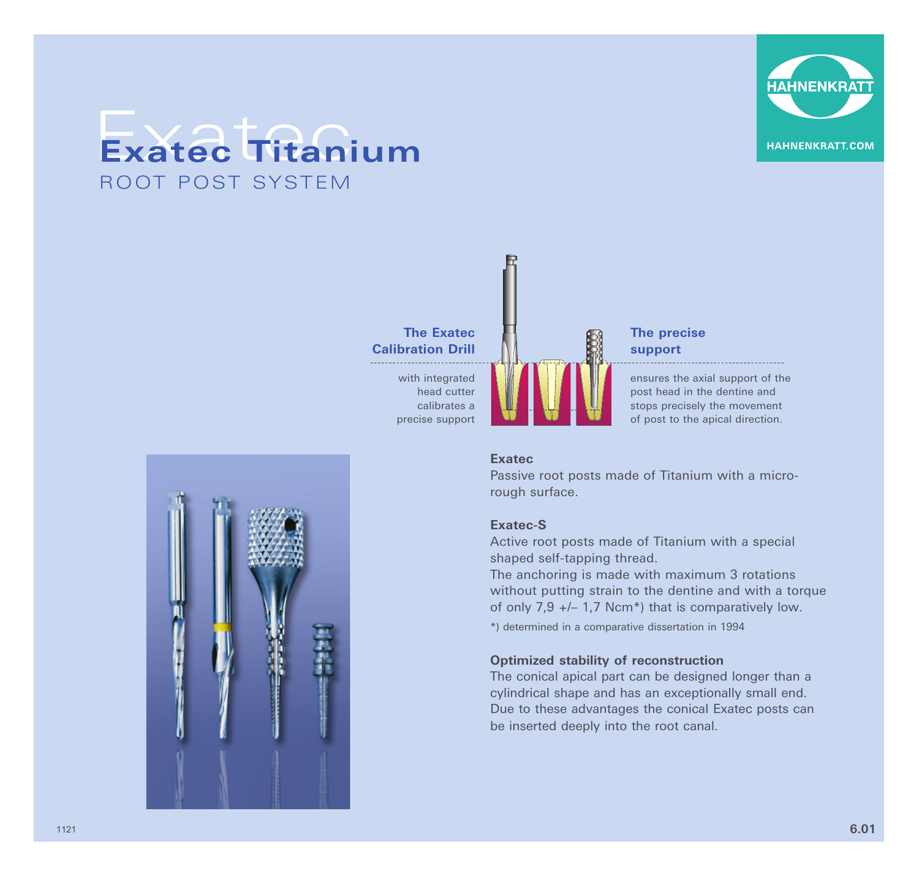# Exatec Titanium

ROOT POST SYSTEM

HAHNENKRATT

HAHNENKRATT.COM

**The Exatec Calibration Drill**

with integrated head cutter calibrates a precise support

**The precise support**

ensures the axial support of the post head in the dentine and stops precisely the movement of post to the apical direction.

**Exatec**

Passive root posts made of Titanium with a micro-rough surface.

**Exatec-S**

Active root posts made of Titanium with a special shaped self-tapping thread.
The anchoring is made with maximum 3 rotations without putting strain to the dentine and with a torque of only 7,9 +/– 1,7 Ncm*) that is comparatively low.

*) determined in a comparative dissertation in 1994

**Optimized stability of reconstruction**

The conical apical part can be designed longer than a cylindrical shape and has an exceptionally small end. Due to these advantages the conical Exatec posts can be inserted deeply into the root canal.

1121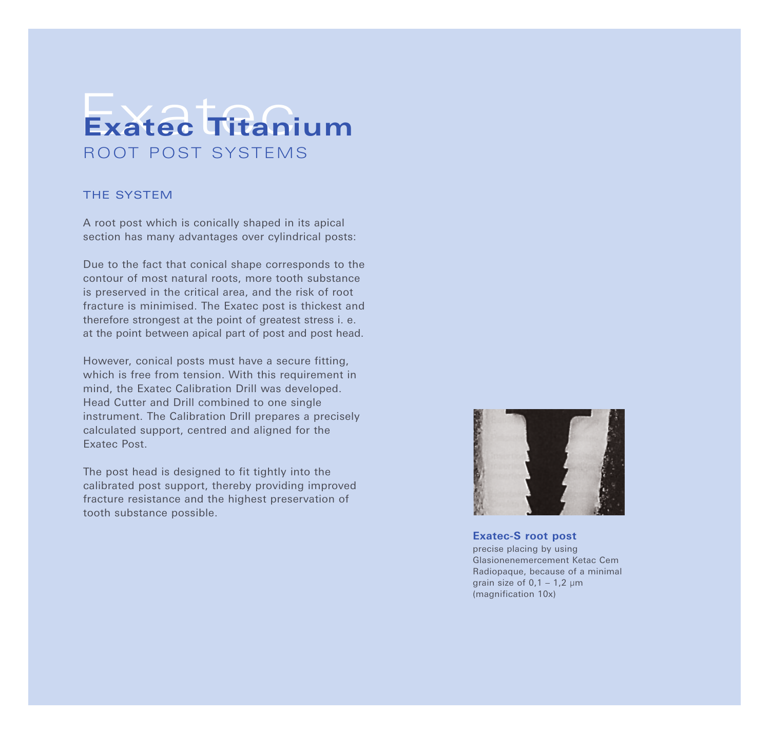# Exatec Titanium

ROOT POST SYSTEMS

## THE SYSTEM

A root post which is conically shaped in its apical section has many advantages over cylindrical posts:

Due to the fact that conical shape corresponds to the contour of most natural roots, more tooth substance is preserved in the critical area, and the risk of root fracture is minimised. The Exatec post is thickest and therefore strongest at the point of greatest stress i. e. at the point between apical part of post and post head.

However, conical posts must have a secure fitting, which is free from tension. With this requirement in mind, the Exatec Calibration Drill was developed. Head Cutter and Drill combined to one single instrument. The Calibration Drill prepares a precisely calculated support, centred and aligned for the Exatec Post.

The post head is designed to fit tightly into the calibrated post support, thereby providing improved fracture resistance and the highest preservation of tooth substance possible.

**Exatec-S root post**
precise placing by using Glasionenemercement Ketac Cem Radiopaque, because of a minimal grain size of 0,1 – 1,2 μm (magnification 10x)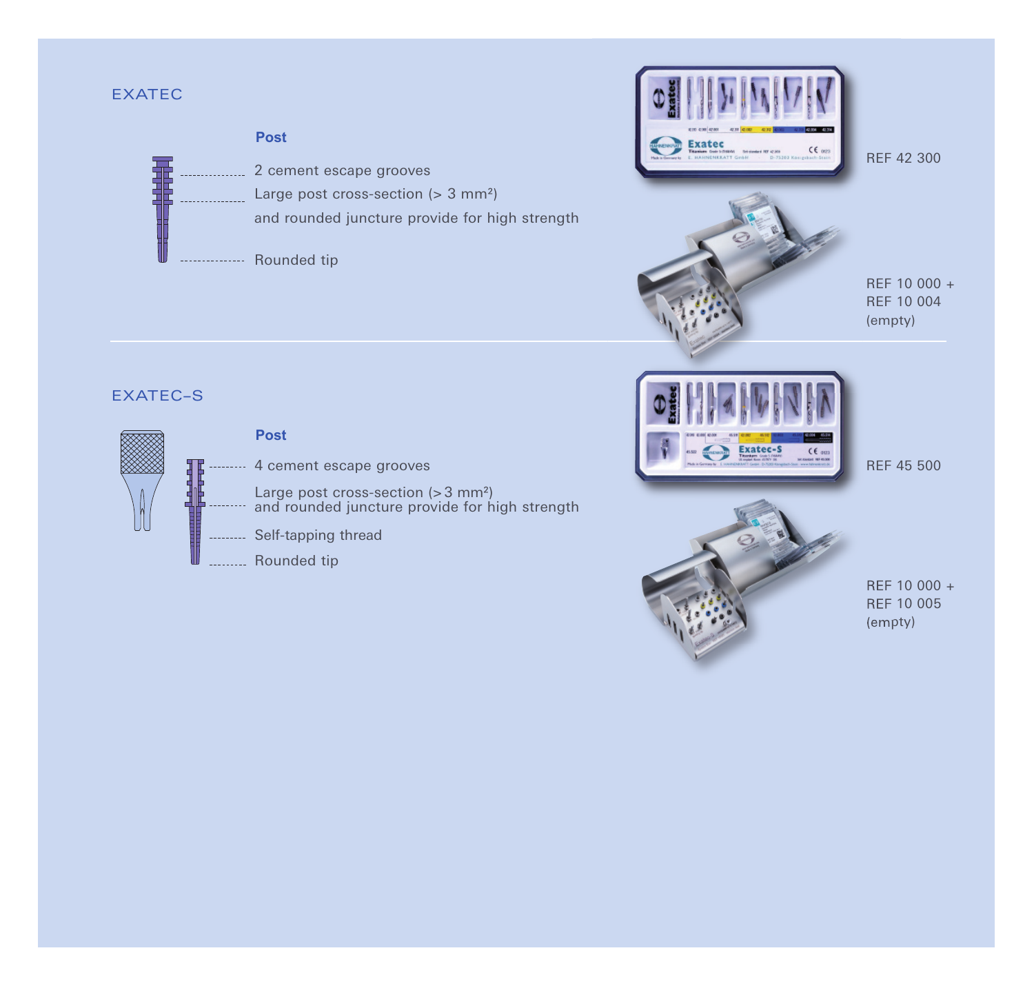## EXATEC

### Post

- 2 cement escape grooves
- Large post cross-section (> 3 mm²) and rounded juncture provide for high strength
- Rounded tip

REF 42 300

REF 10 000 +
REF 10 004
(empty)

## EXATEC–S

### Post

- 4 cement escape grooves
- Large post cross-section (> 3 mm²) and rounded juncture provide for high strength
- Self-tapping thread
- Rounded tip

REF 45 500

REF 10 000 +
REF 10 005
(empty)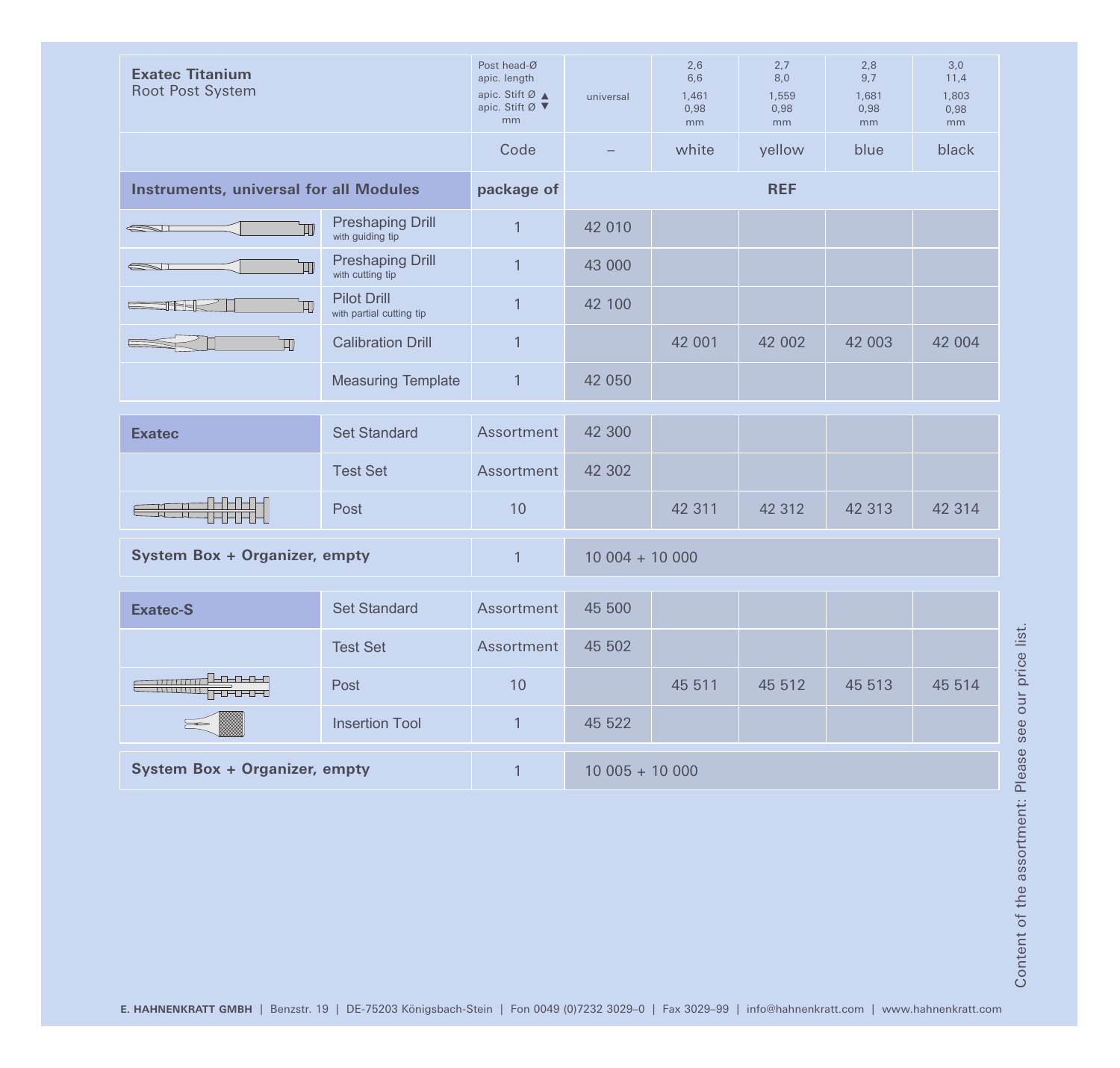| Exatec Titanium Root Post System | | Post head-Ø apic. length apic. Stift Ø ▲ apic. Stift Ø ▼ mm | universal | 2,6 6,6 1,461 0,98 mm | 2,7 8,0 1,559 0,98 mm | 2,8 9,7 1,681 0,98 mm | 3,0 11,4 1,803 0,98 mm |
|---|---|---|---|---|---|---|---|
| | | Code | – | white | yellow | blue | black |
| **Instruments, universal for all Modules** | | **package of** | **REF** | | | | |
| | Preshaping Drill with guiding tip | 1 | 42 010 | | | | |
| | Preshaping Drill with cutting tip | 1 | 43 000 | | | | |
| | Pilot Drill with partial cutting tip | 1 | 42 100 | | | | |
| | Calibration Drill | 1 | | 42 001 | 42 002 | 42 003 | 42 004 |
| | Measuring Template | 1 | 42 050 | | | | |
| **Exatec** | Set Standard | Assortment | 42 300 | | | | |
| | Test Set | Assortment | 42 302 | | | | |
| | Post | 10 | | 42 311 | 42 312 | 42 313 | 42 314 |
| **System Box + Organizer, empty** | | 1 | 10 004 + 10 000 | | | | |
| **Exatec-S** | Set Standard | Assortment | 45 500 | | | | |
| | Test Set | Assortment | 45 502 | | | | |
| | Post | 10 | | 45 511 | 45 512 | 45 513 | 45 514 |
| | Insertion Tool | 1 | 45 522 | | | | |
| **System Box + Organizer, empty** | | 1 | 10 005 + 10 000 | | | | |

Content of the assortment: Please see our price list.

**E. HAHNENKRATT GMBH** | Benzstr. 19 | DE-75203 Königsbach-Stein | Fon 0049 (0)7232 3029–0 | Fax 3029–99 | info@hahnenkratt.com | www.hahnenkratt.com